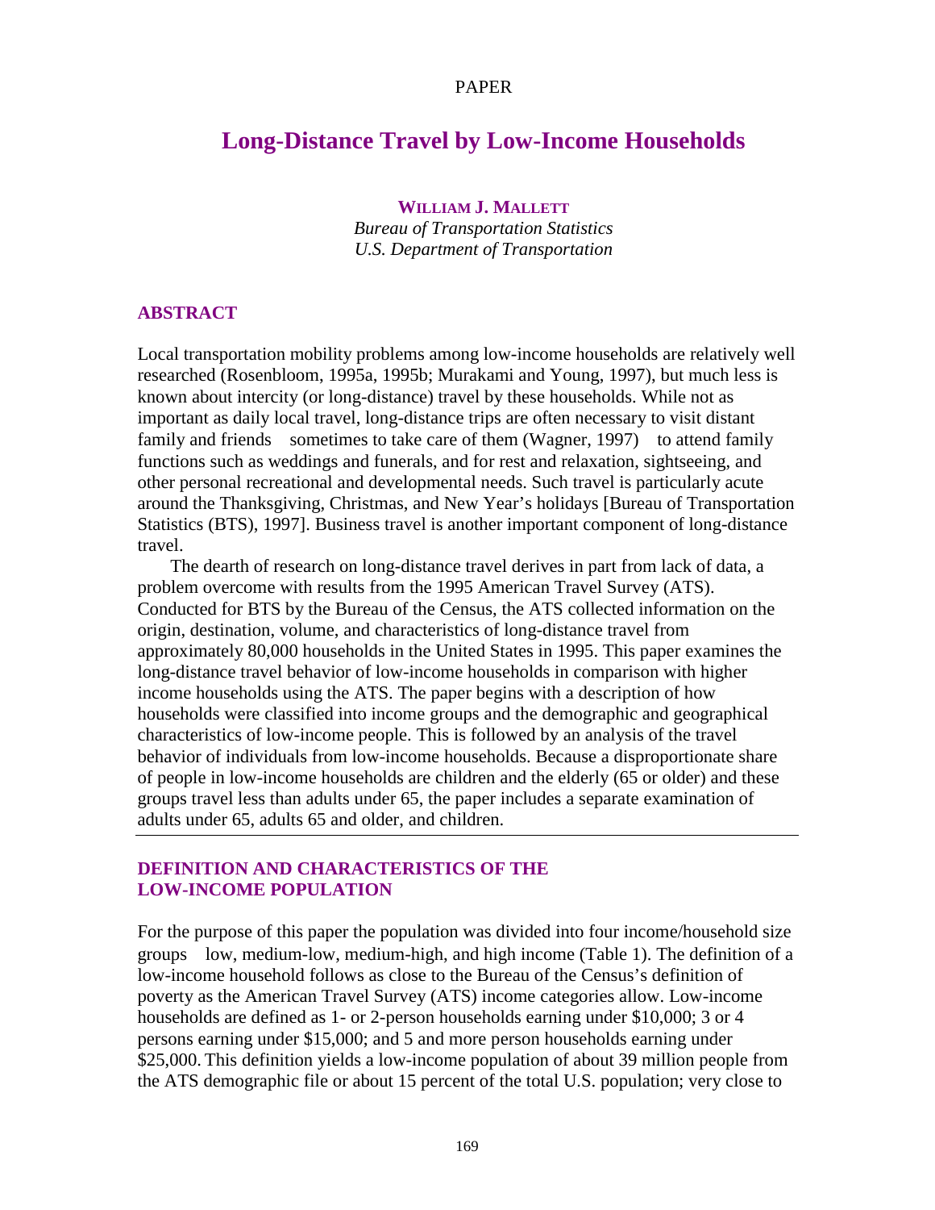PAPER

# Long-Distance Travel by Low-Income Households

**WILLIAM J. MALLETT**
*Bureau of Transportation Statistics*
*U.S. Department of Transportation*

## ABSTRACT

Local transportation mobility problems among low-income households are relatively well researched (Rosenbloom, 1995a, 1995b; Murakami and Young, 1997), but much less is known about intercity (or long-distance) travel by these households. While not as important as daily local travel, long-distance trips are often necessary to visit distant family and friends sometimes to take care of them (Wagner, 1997) to attend family functions such as weddings and funerals, and for rest and relaxation, sightseeing, and other personal recreational and developmental needs. Such travel is particularly acute around the Thanksgiving, Christmas, and New Year's holidays [Bureau of Transportation Statistics (BTS), 1997]. Business travel is another important component of long-distance travel.

The dearth of research on long-distance travel derives in part from lack of data, a problem overcome with results from the 1995 American Travel Survey (ATS). Conducted for BTS by the Bureau of the Census, the ATS collected information on the origin, destination, volume, and characteristics of long-distance travel from approximately 80,000 households in the United States in 1995. This paper examines the long-distance travel behavior of low-income households in comparison with higher income households using the ATS. The paper begins with a description of how households were classified into income groups and the demographic and geographical characteristics of low-income people. This is followed by an analysis of the travel behavior of individuals from low-income households. Because a disproportionate share of people in low-income households are children and the elderly (65 or older) and these groups travel less than adults under 65, the paper includes a separate examination of adults under 65, adults 65 and older, and children.

## DEFINITION AND CHARACTERISTICS OF THE LOW-INCOME POPULATION

For the purpose of this paper the population was divided into four income/household size groups low, medium-low, medium-high, and high income (Table 1). The definition of a low-income household follows as close to the Bureau of the Census's definition of poverty as the American Travel Survey (ATS) income categories allow. Low-income households are defined as 1- or 2-person households earning under $10,000; 3 or 4 persons earning under $15,000; and 5 and more person households earning under $25,000. This definition yields a low-income population of about 39 million people from the ATS demographic file or about 15 percent of the total U.S. population; very close to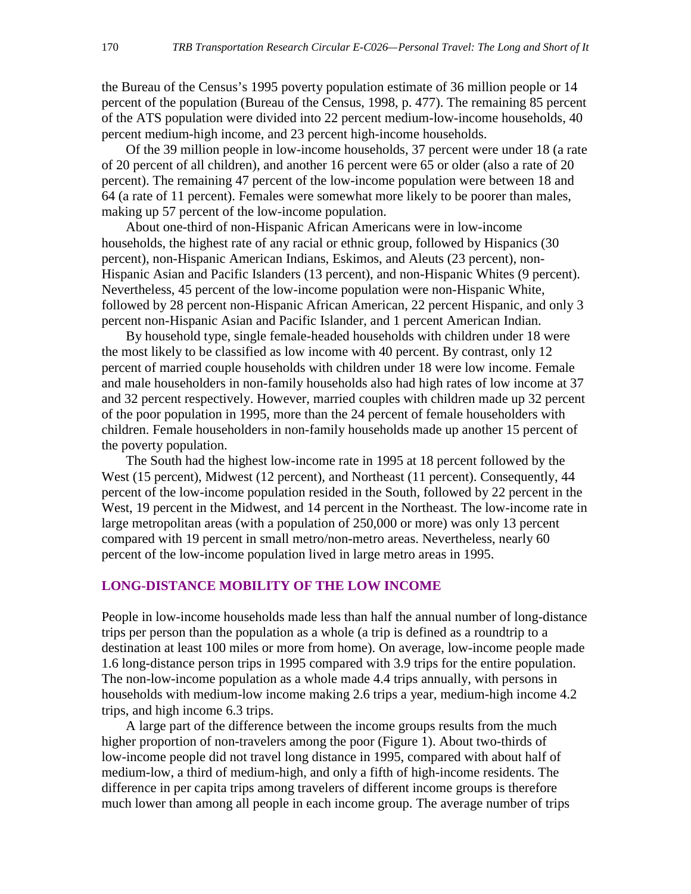the Bureau of the Census's 1995 poverty population estimate of 36 million people or 14 percent of the population (Bureau of the Census, 1998, p. 477). The remaining 85 percent of the ATS population were divided into 22 percent medium-low-income households, 40 percent medium-high income, and 23 percent high-income households.

Of the 39 million people in low-income households, 37 percent were under 18 (a rate of 20 percent of all children), and another 16 percent were 65 or older (also a rate of 20 percent). The remaining 47 percent of the low-income population were between 18 and 64 (a rate of 11 percent). Females were somewhat more likely to be poorer than males, making up 57 percent of the low-income population.

About one-third of non-Hispanic African Americans were in low-income households, the highest rate of any racial or ethnic group, followed by Hispanics (30 percent), non-Hispanic American Indians, Eskimos, and Aleuts (23 percent), non-Hispanic Asian and Pacific Islanders (13 percent), and non-Hispanic Whites (9 percent). Nevertheless, 45 percent of the low-income population were non-Hispanic White, followed by 28 percent non-Hispanic African American, 22 percent Hispanic, and only 3 percent non-Hispanic Asian and Pacific Islander, and 1 percent American Indian.

By household type, single female-headed households with children under 18 were the most likely to be classified as low income with 40 percent. By contrast, only 12 percent of married couple households with children under 18 were low income. Female and male householders in non-family households also had high rates of low income at 37 and 32 percent respectively. However, married couples with children made up 32 percent of the poor population in 1995, more than the 24 percent of female householders with children. Female householders in non-family households made up another 15 percent of the poverty population.

The South had the highest low-income rate in 1995 at 18 percent followed by the West (15 percent), Midwest (12 percent), and Northeast (11 percent). Consequently, 44 percent of the low-income population resided in the South, followed by 22 percent in the West, 19 percent in the Midwest, and 14 percent in the Northeast. The low-income rate in large metropolitan areas (with a population of 250,000 or more) was only 13 percent compared with 19 percent in small metro/non-metro areas. Nevertheless, nearly 60 percent of the low-income population lived in large metro areas in 1995.

## LONG-DISTANCE MOBILITY OF THE LOW INCOME

People in low-income households made less than half the annual number of long-distance trips per person than the population as a whole (a trip is defined as a roundtrip to a destination at least 100 miles or more from home). On average, low-income people made 1.6 long-distance person trips in 1995 compared with 3.9 trips for the entire population. The non-low-income population as a whole made 4.4 trips annually, with persons in households with medium-low income making 2.6 trips a year, medium-high income 4.2 trips, and high income 6.3 trips.

A large part of the difference between the income groups results from the much higher proportion of non-travelers among the poor (Figure 1). About two-thirds of low-income people did not travel long distance in 1995, compared with about half of medium-low, a third of medium-high, and only a fifth of high-income residents. The difference in per capita trips among travelers of different income groups is therefore much lower than among all people in each income group. The average number of trips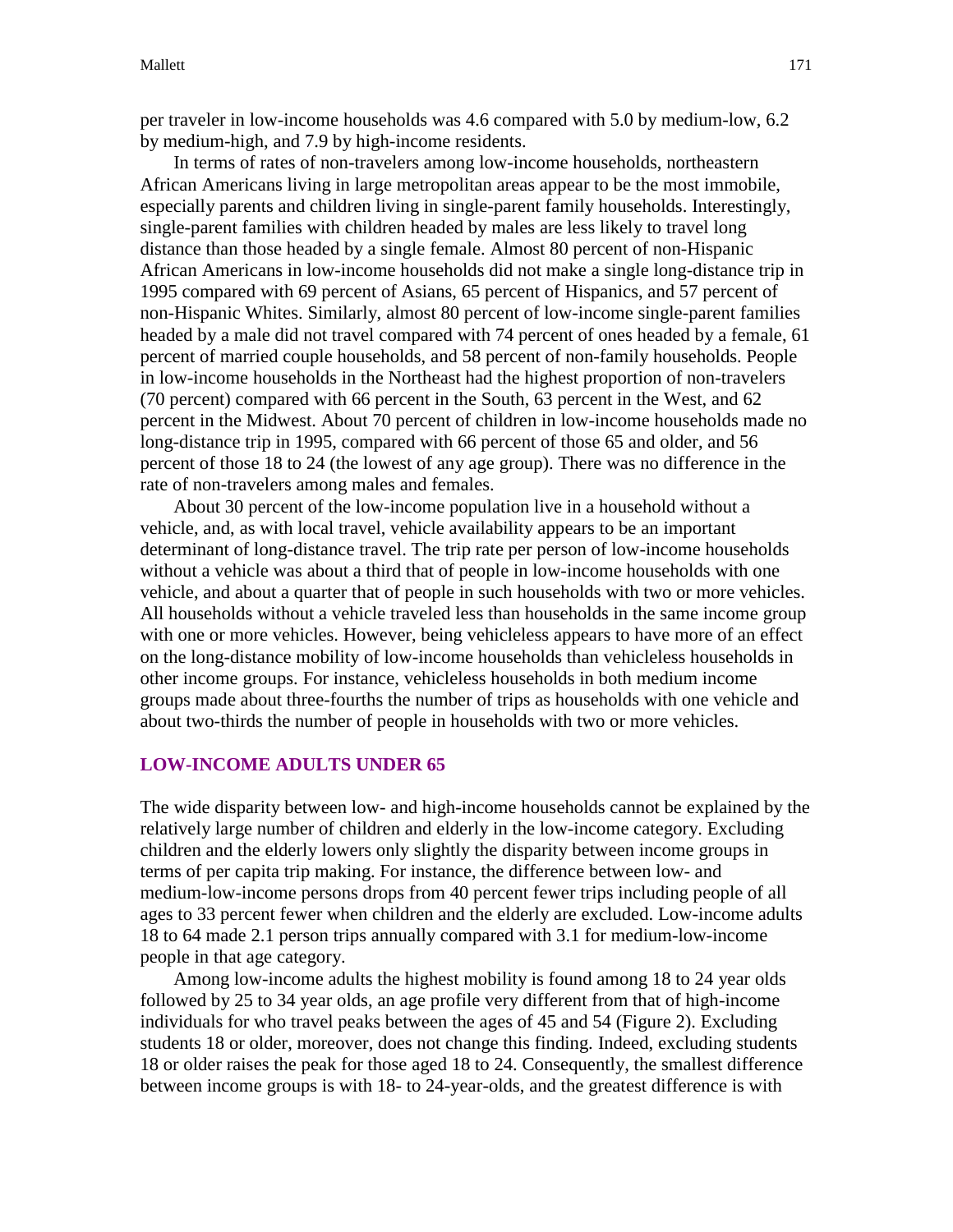per traveler in low-income households was 4.6 compared with 5.0 by medium-low, 6.2 by medium-high, and 7.9 by high-income residents.

In terms of rates of non-travelers among low-income households, northeastern African Americans living in large metropolitan areas appear to be the most immobile, especially parents and children living in single-parent family households. Interestingly, single-parent families with children headed by males are less likely to travel long distance than those headed by a single female. Almost 80 percent of non-Hispanic African Americans in low-income households did not make a single long-distance trip in 1995 compared with 69 percent of Asians, 65 percent of Hispanics, and 57 percent of non-Hispanic Whites. Similarly, almost 80 percent of low-income single-parent families headed by a male did not travel compared with 74 percent of ones headed by a female, 61 percent of married couple households, and 58 percent of non-family households. People in low-income households in the Northeast had the highest proportion of non-travelers (70 percent) compared with 66 percent in the South, 63 percent in the West, and 62 percent in the Midwest. About 70 percent of children in low-income households made no long-distance trip in 1995, compared with 66 percent of those 65 and older, and 56 percent of those 18 to 24 (the lowest of any age group). There was no difference in the rate of non-travelers among males and females.

About 30 percent of the low-income population live in a household without a vehicle, and, as with local travel, vehicle availability appears to be an important determinant of long-distance travel. The trip rate per person of low-income households without a vehicle was about a third that of people in low-income households with one vehicle, and about a quarter that of people in such households with two or more vehicles. All households without a vehicle traveled less than households in the same income group with one or more vehicles. However, being vehicleless appears to have more of an effect on the long-distance mobility of low-income households than vehicleless households in other income groups. For instance, vehicleless households in both medium income groups made about three-fourths the number of trips as households with one vehicle and about two-thirds the number of people in households with two or more vehicles.

## LOW-INCOME ADULTS UNDER 65

The wide disparity between low- and high-income households cannot be explained by the relatively large number of children and elderly in the low-income category. Excluding children and the elderly lowers only slightly the disparity between income groups in terms of per capita trip making. For instance, the difference between low- and medium-low-income persons drops from 40 percent fewer trips including people of all ages to 33 percent fewer when children and the elderly are excluded. Low-income adults 18 to 64 made 2.1 person trips annually compared with 3.1 for medium-low-income people in that age category.

Among low-income adults the highest mobility is found among 18 to 24 year olds followed by 25 to 34 year olds, an age profile very different from that of high-income individuals for who travel peaks between the ages of 45 and 54 (Figure 2). Excluding students 18 or older, moreover, does not change this finding. Indeed, excluding students 18 or older raises the peak for those aged 18 to 24. Consequently, the smallest difference between income groups is with 18- to 24-year-olds, and the greatest difference is with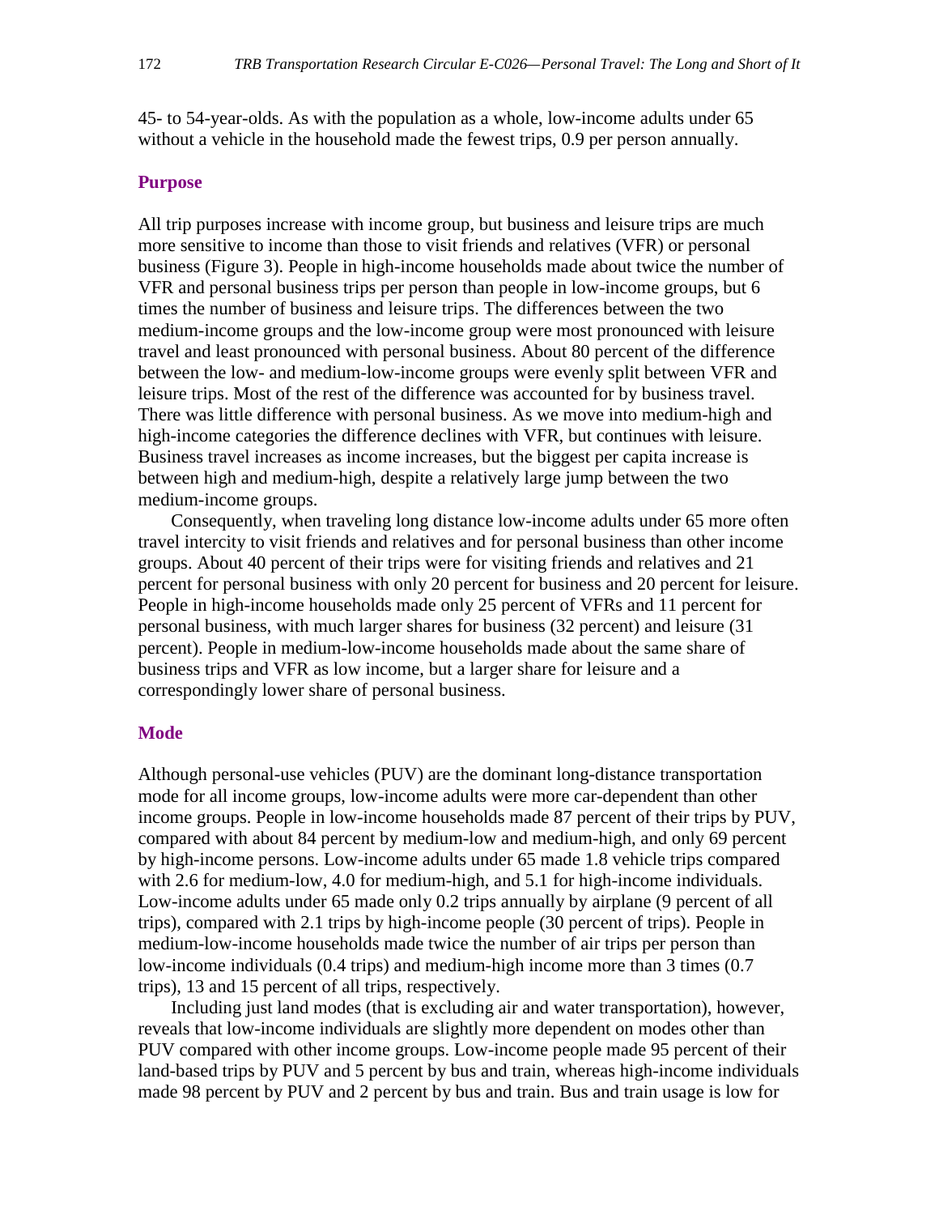45- to 54-year-olds. As with the population as a whole, low-income adults under 65 without a vehicle in the household made the fewest trips, 0.9 per person annually.

### Purpose

All trip purposes increase with income group, but business and leisure trips are much more sensitive to income than those to visit friends and relatives (VFR) or personal business (Figure 3). People in high-income households made about twice the number of VFR and personal business trips per person than people in low-income groups, but 6 times the number of business and leisure trips. The differences between the two medium-income groups and the low-income group were most pronounced with leisure travel and least pronounced with personal business. About 80 percent of the difference between the low- and medium-low-income groups were evenly split between VFR and leisure trips. Most of the rest of the difference was accounted for by business travel. There was little difference with personal business. As we move into medium-high and high-income categories the difference declines with VFR, but continues with leisure. Business travel increases as income increases, but the biggest per capita increase is between high and medium-high, despite a relatively large jump between the two medium-income groups.

Consequently, when traveling long distance low-income adults under 65 more often travel intercity to visit friends and relatives and for personal business than other income groups. About 40 percent of their trips were for visiting friends and relatives and 21 percent for personal business with only 20 percent for business and 20 percent for leisure. People in high-income households made only 25 percent of VFRs and 11 percent for personal business, with much larger shares for business (32 percent) and leisure (31 percent). People in medium-low-income households made about the same share of business trips and VFR as low income, but a larger share for leisure and a correspondingly lower share of personal business.

### Mode

Although personal-use vehicles (PUV) are the dominant long-distance transportation mode for all income groups, low-income adults were more car-dependent than other income groups. People in low-income households made 87 percent of their trips by PUV, compared with about 84 percent by medium-low and medium-high, and only 69 percent by high-income persons. Low-income adults under 65 made 1.8 vehicle trips compared with 2.6 for medium-low, 4.0 for medium-high, and 5.1 for high-income individuals. Low-income adults under 65 made only 0.2 trips annually by airplane (9 percent of all trips), compared with 2.1 trips by high-income people (30 percent of trips). People in medium-low-income households made twice the number of air trips per person than low-income individuals (0.4 trips) and medium-high income more than 3 times (0.7 trips), 13 and 15 percent of all trips, respectively.

Including just land modes (that is excluding air and water transportation), however, reveals that low-income individuals are slightly more dependent on modes other than PUV compared with other income groups. Low-income people made 95 percent of their land-based trips by PUV and 5 percent by bus and train, whereas high-income individuals made 98 percent by PUV and 2 percent by bus and train. Bus and train usage is low for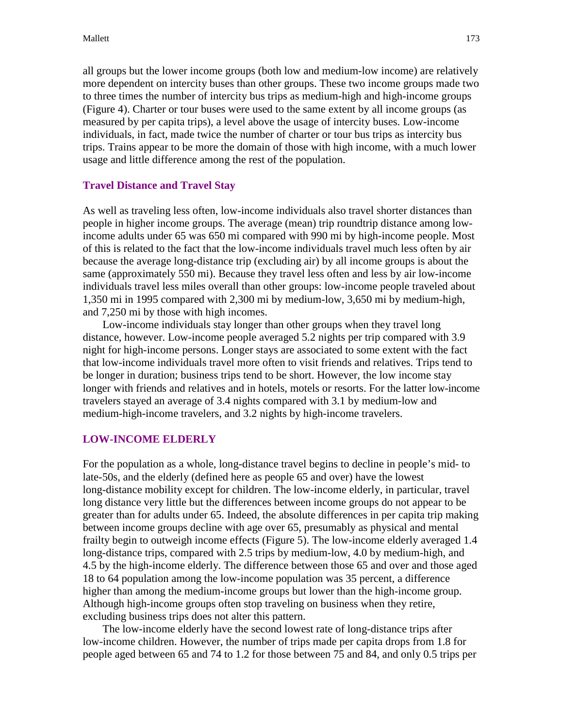all groups but the lower income groups (both low and medium-low income) are relatively more dependent on intercity buses than other groups. These two income groups made two to three times the number of intercity bus trips as medium-high and high-income groups (Figure 4). Charter or tour buses were used to the same extent by all income groups (as measured by per capita trips), a level above the usage of intercity buses. Low-income individuals, in fact, made twice the number of charter or tour bus trips as intercity bus trips. Trains appear to be more the domain of those with high income, with a much lower usage and little difference among the rest of the population.

### Travel Distance and Travel Stay

As well as traveling less often, low-income individuals also travel shorter distances than people in higher income groups. The average (mean) trip roundtrip distance among low-income adults under 65 was 650 mi compared with 990 mi by high-income people. Most of this is related to the fact that the low-income individuals travel much less often by air because the average long-distance trip (excluding air) by all income groups is about the same (approximately 550 mi). Because they travel less often and less by air low-income individuals travel less miles overall than other groups: low-income people traveled about 1,350 mi in 1995 compared with 2,300 mi by medium-low, 3,650 mi by medium-high, and 7,250 mi by those with high incomes.

Low-income individuals stay longer than other groups when they travel long distance, however. Low-income people averaged 5.2 nights per trip compared with 3.9 night for high-income persons. Longer stays are associated to some extent with the fact that low-income individuals travel more often to visit friends and relatives. Trips tend to be longer in duration; business trips tend to be short. However, the low income stay longer with friends and relatives and in hotels, motels or resorts. For the latter low-income travelers stayed an average of 3.4 nights compared with 3.1 by medium-low and medium-high-income travelers, and 3.2 nights by high-income travelers.

## LOW-INCOME ELDERLY

For the population as a whole, long-distance travel begins to decline in people's mid- to late-50s, and the elderly (defined here as people 65 and over) have the lowest long-distance mobility except for children. The low-income elderly, in particular, travel long distance very little but the differences between income groups do not appear to be greater than for adults under 65. Indeed, the absolute differences in per capita trip making between income groups decline with age over 65, presumably as physical and mental frailty begin to outweigh income effects (Figure 5). The low-income elderly averaged 1.4 long-distance trips, compared with 2.5 trips by medium-low, 4.0 by medium-high, and 4.5 by the high-income elderly. The difference between those 65 and over and those aged 18 to 64 population among the low-income population was 35 percent, a difference higher than among the medium-income groups but lower than the high-income group. Although high-income groups often stop traveling on business when they retire, excluding business trips does not alter this pattern.

The low-income elderly have the second lowest rate of long-distance trips after low-income children. However, the number of trips made per capita drops from 1.8 for people aged between 65 and 74 to 1.2 for those between 75 and 84, and only 0.5 trips per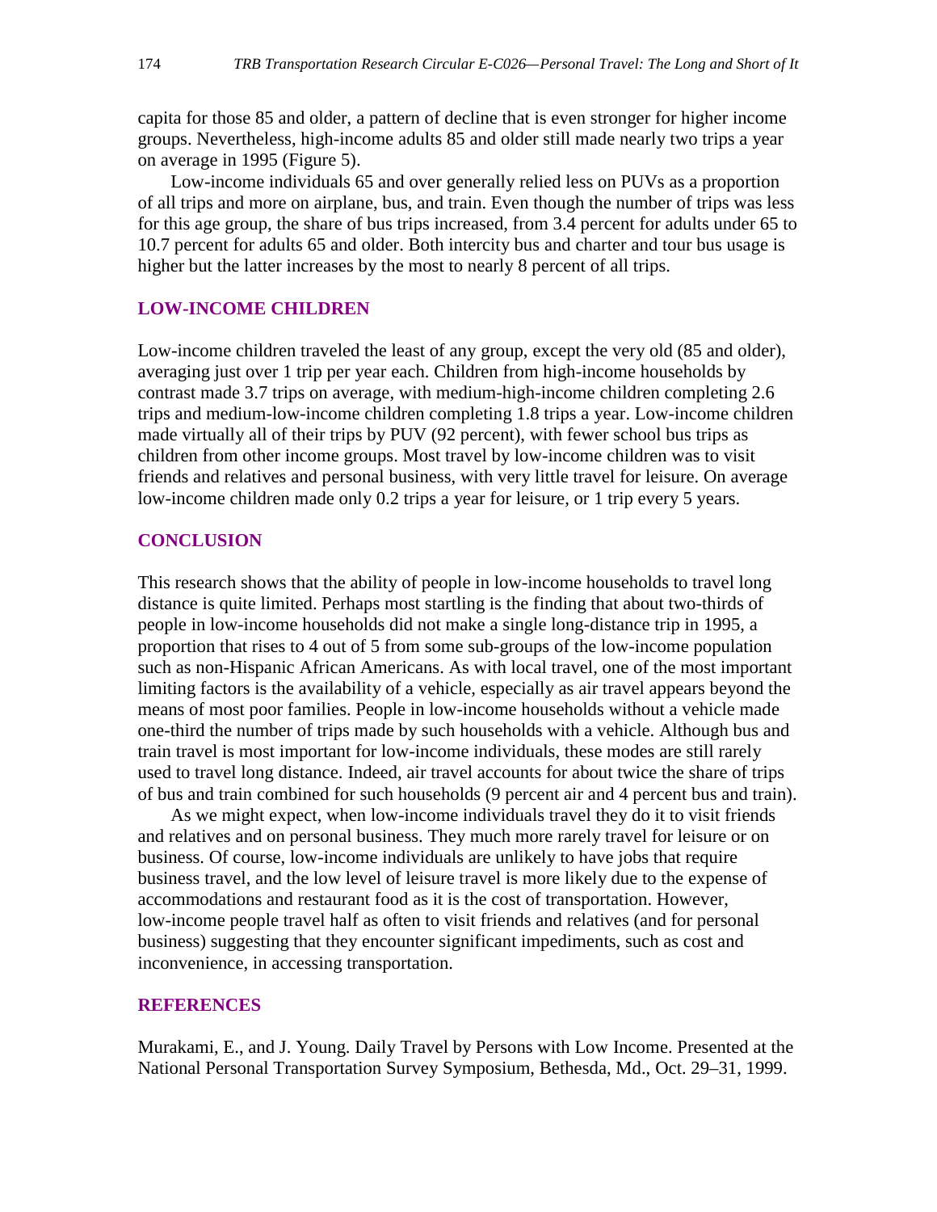capita for those 85 and older, a pattern of decline that is even stronger for higher income groups. Nevertheless, high-income adults 85 and older still made nearly two trips a year on average in 1995 (Figure 5).

Low-income individuals 65 and over generally relied less on PUVs as a proportion of all trips and more on airplane, bus, and train. Even though the number of trips was less for this age group, the share of bus trips increased, from 3.4 percent for adults under 65 to 10.7 percent for adults 65 and older. Both intercity bus and charter and tour bus usage is higher but the latter increases by the most to nearly 8 percent of all trips.

## LOW-INCOME CHILDREN

Low-income children traveled the least of any group, except the very old (85 and older), averaging just over 1 trip per year each. Children from high-income households by contrast made 3.7 trips on average, with medium-high-income children completing 2.6 trips and medium-low-income children completing 1.8 trips a year. Low-income children made virtually all of their trips by PUV (92 percent), with fewer school bus trips as children from other income groups. Most travel by low-income children was to visit friends and relatives and personal business, with very little travel for leisure. On average low-income children made only 0.2 trips a year for leisure, or 1 trip every 5 years.

## CONCLUSION

This research shows that the ability of people in low-income households to travel long distance is quite limited. Perhaps most startling is the finding that about two-thirds of people in low-income households did not make a single long-distance trip in 1995, a proportion that rises to 4 out of 5 from some sub-groups of the low-income population such as non-Hispanic African Americans. As with local travel, one of the most important limiting factors is the availability of a vehicle, especially as air travel appears beyond the means of most poor families. People in low-income households without a vehicle made one-third the number of trips made by such households with a vehicle. Although bus and train travel is most important for low-income individuals, these modes are still rarely used to travel long distance. Indeed, air travel accounts for about twice the share of trips of bus and train combined for such households (9 percent air and 4 percent bus and train).

As we might expect, when low-income individuals travel they do it to visit friends and relatives and on personal business. They much more rarely travel for leisure or on business. Of course, low-income individuals are unlikely to have jobs that require business travel, and the low level of leisure travel is more likely due to the expense of accommodations and restaurant food as it is the cost of transportation. However, low-income people travel half as often to visit friends and relatives (and for personal business) suggesting that they encounter significant impediments, such as cost and inconvenience, in accessing transportation.

## REFERENCES

Murakami, E., and J. Young. Daily Travel by Persons with Low Income. Presented at the National Personal Transportation Survey Symposium, Bethesda, Md., Oct. 29–31, 1999.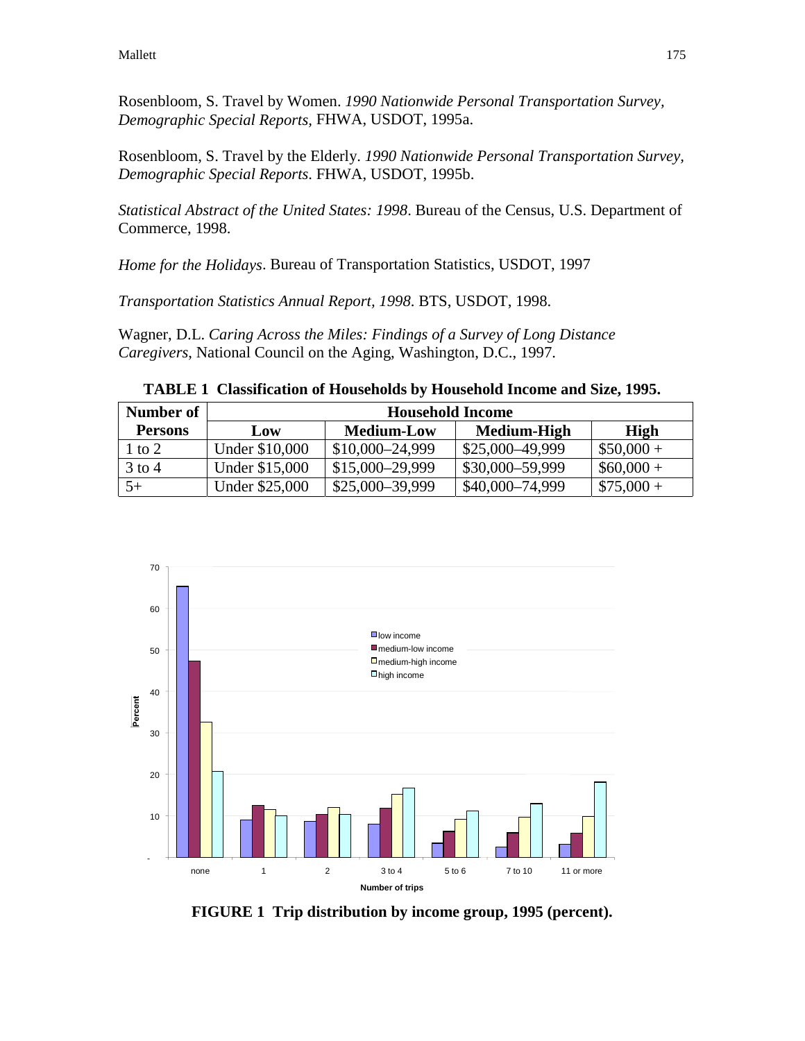Rosenbloom, S. Travel by Women. *1990 Nationwide Personal Transportation Survey, Demographic Special Reports*, FHWA, USDOT, 1995a.

Rosenbloom, S. Travel by the Elderly. *1990 Nationwide Personal Transportation Survey, Demographic Special Reports*. FHWA, USDOT, 1995b.

*Statistical Abstract of the United States: 1998*. Bureau of the Census, U.S. Department of Commerce, 1998.

*Home for the Holidays*. Bureau of Transportation Statistics, USDOT, 1997

*Transportation Statistics Annual Report, 1998*. BTS, USDOT, 1998.

Wagner, D.L. *Caring Across the Miles: Findings of a Survey of Long Distance Caregivers*, National Council on the Aging, Washington, D.C., 1997.

**TABLE 1 Classification of Households by Household Income and Size, 1995.**

| Number of Persons | Household Income | | | |
|---|---|---|---|---|
| | Low | Medium-Low | Medium-High | High |
| 1 to 2 | Under $10,000 | $10,000–24,999 | $25,000–49,999 | $50,000 + |
| 3 to 4 | Under $15,000 | $15,000–29,999 | $30,000–59,999 | $60,000 + |
| 5+ | Under $25,000 | $25,000–39,999 | $40,000–74,999 | $75,000 + |

**FIGURE 1 Trip distribution by income group, 1995 (percent).**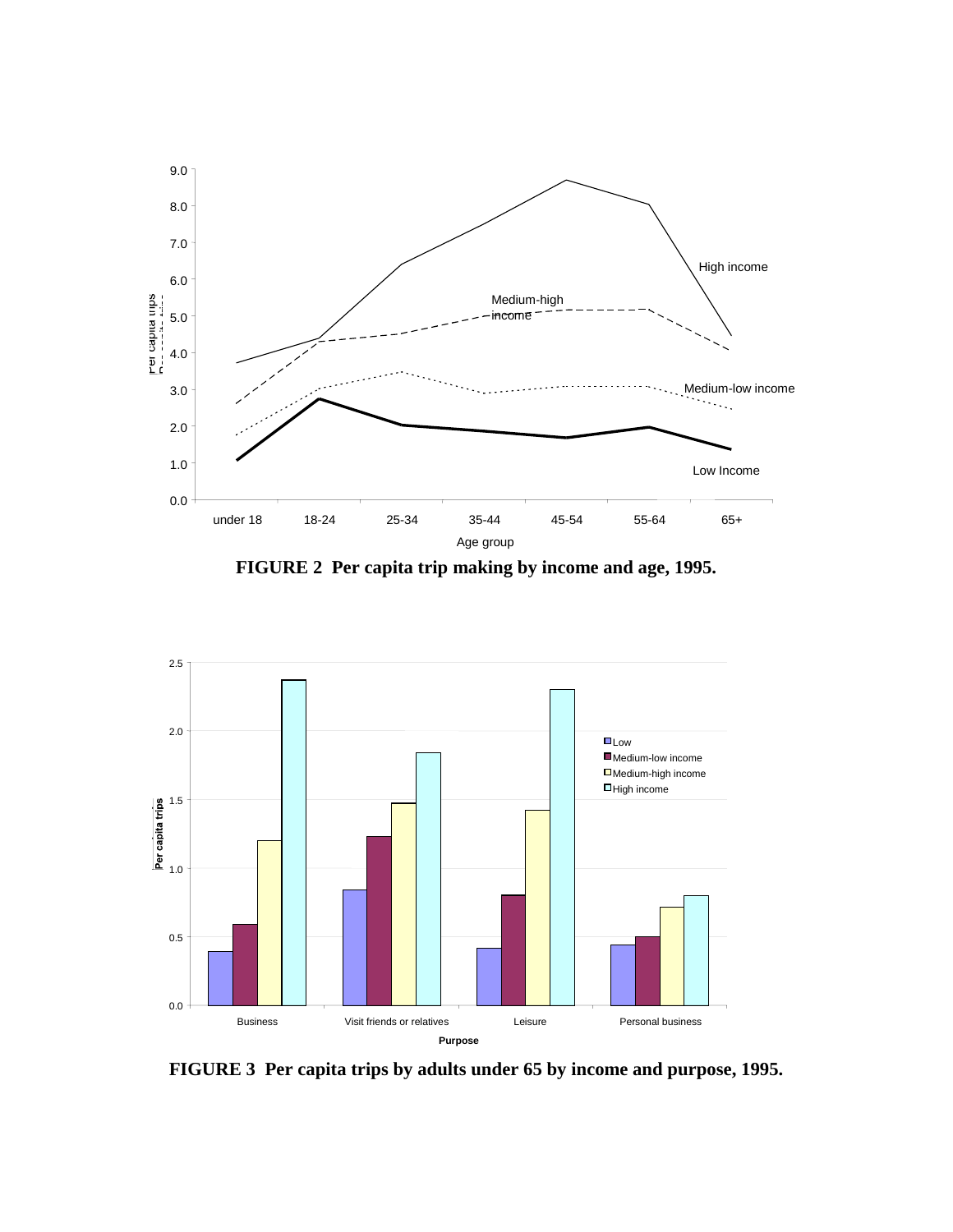FIGURE 2 Per capita trip making by income and age, 1995.

FIGURE 3 Per capita trips by adults under 65 by income and purpose, 1995.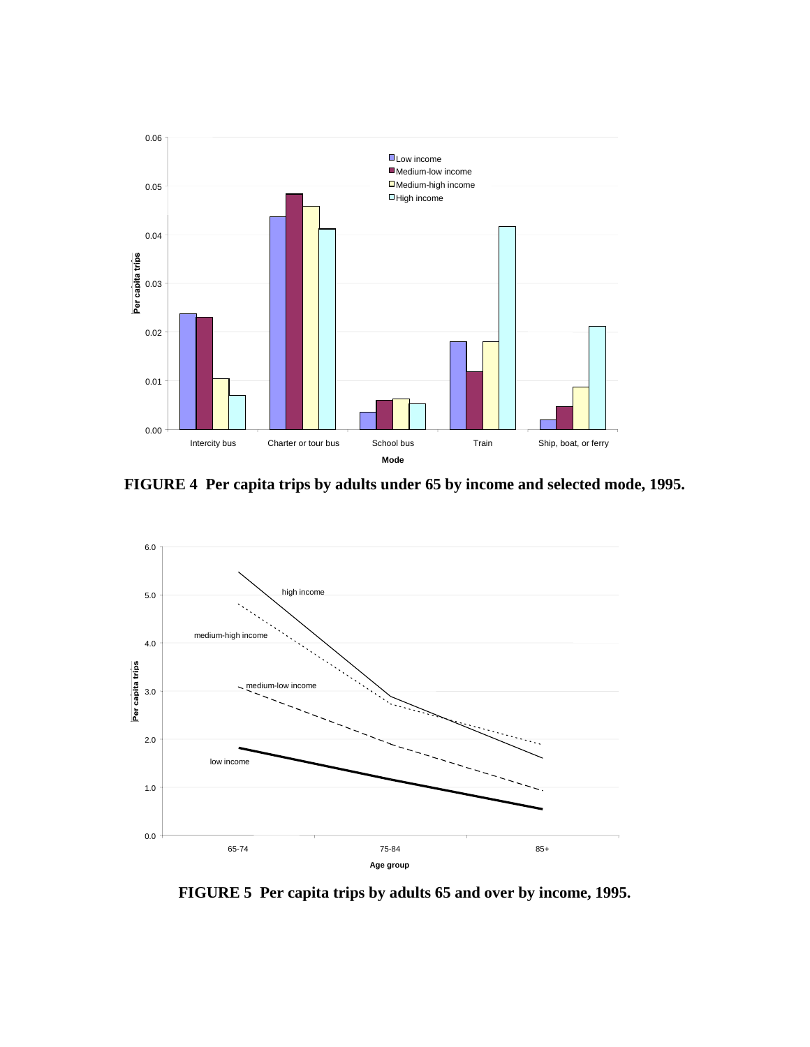0.06
0.05
0.04
0.03
0.02
0.01
0.00

Per capita trips

Low income
Medium-low income
Medium-high income
High income

Intercity bus
Charter or tour bus
School bus
Train
Ship, boat, or ferry

Mode

**FIGURE 4 Per capita trips by adults under 65 by income and selected mode, 1995.**

6.0
5.0
4.0
3.0
2.0
1.0
0.0

Per capita trips

high income
medium-high income
medium-low income
low income

65-74
75-84
85+

Age group

**FIGURE 5 Per capita trips by adults 65 and over by income, 1995.**